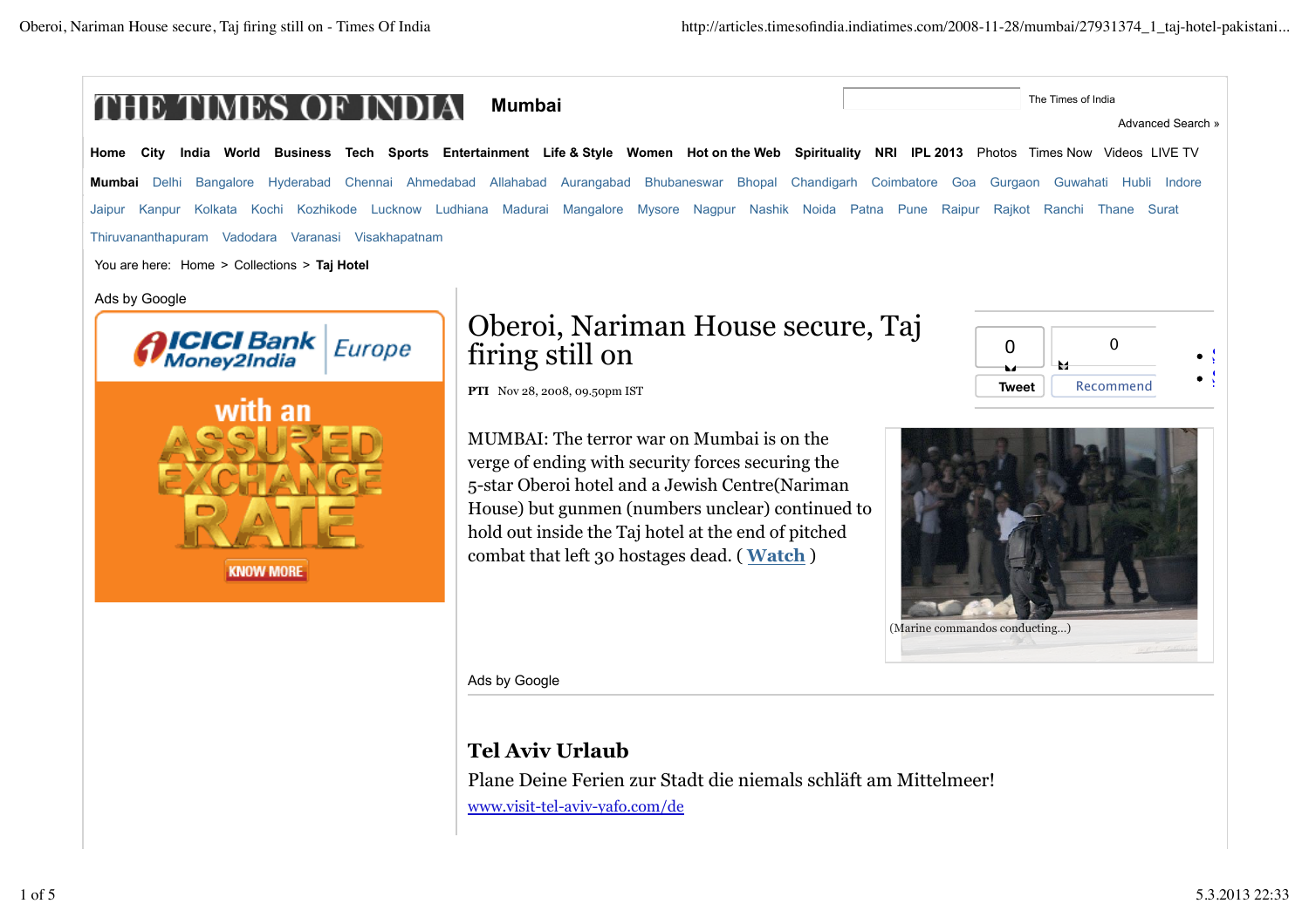THE TIMES OF INDIA **Mumbai**

The Times of India

Advanced Search »

**Home** **City** **India** **World** **Business** **Tech** **Sports** **Entertainment** **Life & Style** **Women** **Hot on the Web** **Spirituality** **NRI** **IPL 2013** Photos Times Now Videos LIVE TV

**Mumbai** Delhi Bangalore Hyderabad Chennai Ahmedabad Allahabad Aurangabad Bhubaneswar Bhopal Chandigarh Coimbatore Goa Gurgaon Guwahati Hubli Indore Jaipur Kanpur Kolkata Kochi Kozhikode Lucknow Ludhiana Madurai Mangalore Mysore Nagpur Nashik Noida Patna Pune Raipur Rajkot Ranchi Thane Surat Thiruvananthapuram Vadodara Varanasi Visakhapatnam

You are here: Home > Collections > **Taj Hotel**

Ads by Google

ICICI Bank Money2India Europe

with an ASSURED EXCHANGE RATE

KNOW MORE

# Oberoi, Nariman House secure, Taj firing still on

**PTI** Nov 28, 2008, 09.50pm IST

0 Tweet 0 Recommend

MUMBAI: The terror war on Mumbai is on the verge of ending with security forces securing the 5-star Oberoi hotel and a Jewish Centre(Nariman House) but gunmen (numbers unclear) continued to hold out inside the Taj hotel at the end of pitched combat that left 30 hostages dead. ( [Watch](#) )

(Marine commandos conducting...)

Ads by Google

## Tel Aviv Urlaub

Plane Deine Ferien zur Stadt die niemals schläft am Mittelmeer!

[www.visit-tel-aviv-yafo.com/de](http://www.visit-tel-aviv-yafo.com/de)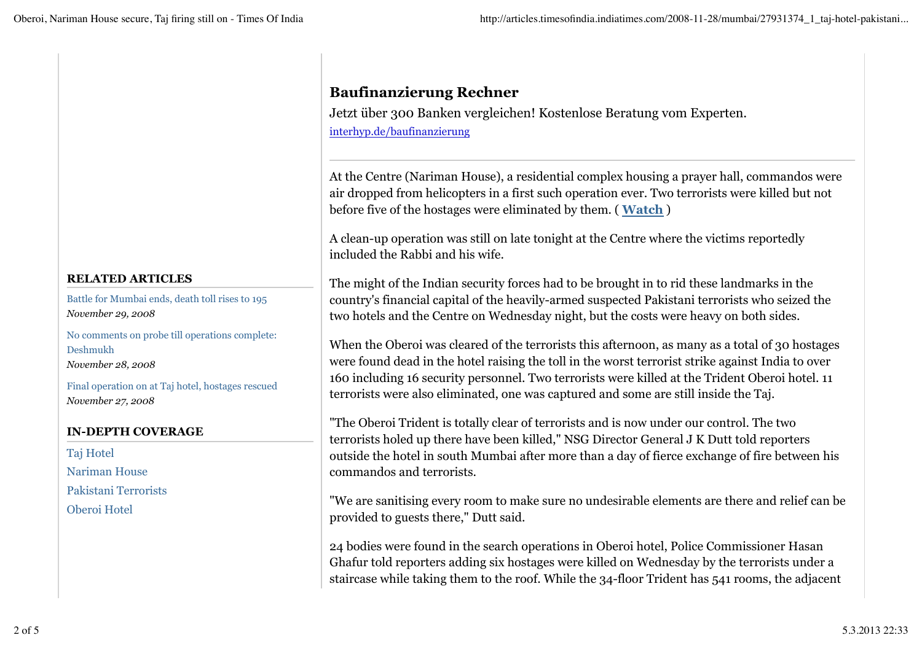## Baufinanzierung Rechner

Jetzt über 300 Banken vergleichen! Kostenlose Beratung vom Experten.

interhyp.de/baufinanzierung

---

At the Centre (Nariman House), a residential complex housing a prayer hall, commandos were air dropped from helicopters in a first such operation ever. Two terrorists were killed but not before five of the hostages were eliminated by them. ( **Watch** )

A clean-up operation was still on late tonight at the Centre where the victims reportedly included the Rabbi and his wife.

The might of the Indian security forces had to be brought in to rid these landmarks in the country's financial capital of the heavily-armed suspected Pakistani terrorists who seized the two hotels and the Centre on Wednesday night, but the costs were heavy on both sides.

When the Oberoi was cleared of the terrorists this afternoon, as many as a total of 30 hostages were found dead in the hotel raising the toll in the worst terrorist strike against India to over 160 including 16 security personnel. Two terrorists were killed at the Trident Oberoi hotel. 11 terrorists were also eliminated, one was captured and some are still inside the Taj.

"The Oberoi Trident is totally clear of terrorists and is now under our control. The two terrorists holed up there have been killed," NSG Director General J K Dutt told reporters outside the hotel in south Mumbai after more than a day of fierce exchange of fire between his commandos and terrorists.

"We are sanitising every room to make sure no undesirable elements are there and relief can be provided to guests there," Dutt said.

24 bodies were found in the search operations in Oberoi hotel, Police Commissioner Hasan Ghafur told reporters adding six hostages were killed on Wednesday by the terrorists under a staircase while taking them to the roof. While the 34-floor Trident has 541 rooms, the adjacent

### RELATED ARTICLES

Battle for Mumbai ends, death toll rises to 195
*November 29, 2008*

No comments on probe till operations complete: Deshmukh
*November 28, 2008*

Final operation on at Taj hotel, hostages rescued
*November 27, 2008*

### IN-DEPTH COVERAGE

Taj Hotel
Nariman House
Pakistani Terrorists
Oberoi Hotel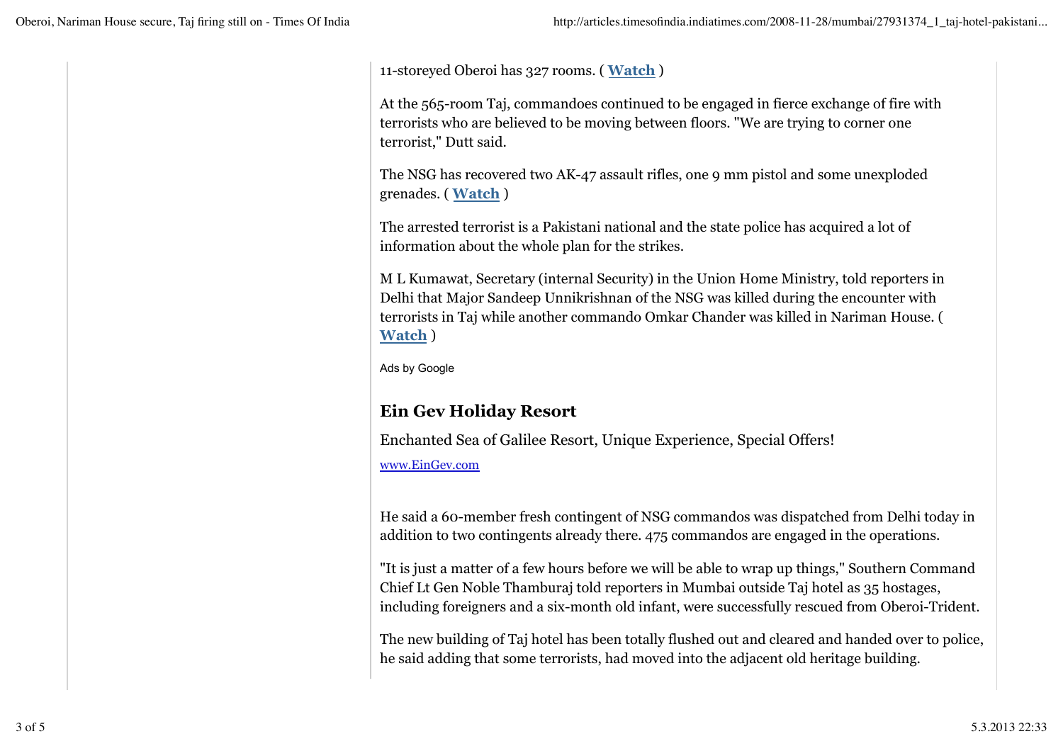11-storeyed Oberoi has 327 rooms. ( **Watch** )

At the 565-room Taj, commandoes continued to be engaged in fierce exchange of fire with terrorists who are believed to be moving between floors. "We are trying to corner one terrorist," Dutt said.

The NSG has recovered two AK-47 assault rifles, one 9 mm pistol and some unexploded grenades. ( **Watch** )

The arrested terrorist is a Pakistani national and the state police has acquired a lot of information about the whole plan for the strikes.

M L Kumawat, Secretary (internal Security) in the Union Home Ministry, told reporters in Delhi that Major Sandeep Unnikrishnan of the NSG was killed during the encounter with terrorists in Taj while another commando Omkar Chander was killed in Nariman House. ( **Watch** )

Ads by Google

## Ein Gev Holiday Resort

Enchanted Sea of Galilee Resort, Unique Experience, Special Offers!

www.EinGev.com

He said a 60-member fresh contingent of NSG commandos was dispatched from Delhi today in addition to two contingents already there. 475 commandos are engaged in the operations.

"It is just a matter of a few hours before we will be able to wrap up things," Southern Command Chief Lt Gen Noble Thamburaj told reporters in Mumbai outside Taj hotel as 35 hostages, including foreigners and a six-month old infant, were successfully rescued from Oberoi-Trident.

The new building of Taj hotel has been totally flushed out and cleared and handed over to police, he said adding that some terrorists, had moved into the adjacent old heritage building.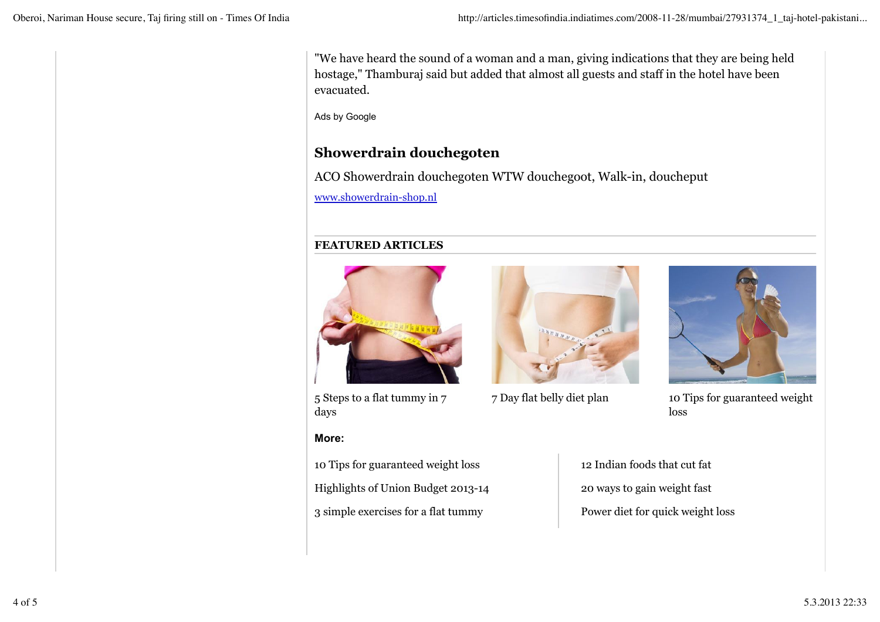"We have heard the sound of a woman and a man, giving indications that they are being held hostage," Thamburaj said but added that almost all guests and staff in the hotel have been evacuated.

Ads by Google

## Showerdrain douchegoten

ACO Showerdrain douchegoten WTW douchegoot, Walk-in, doucheput

www.showerdrain-shop.nl

**FEATURED ARTICLES**

5 Steps to a flat tummy in 7 days

7 Day flat belly diet plan

10 Tips for guaranteed weight loss

**More:**

10 Tips for guaranteed weight loss

Highlights of Union Budget 2013-14

3 simple exercises for a flat tummy

12 Indian foods that cut fat

20 ways to gain weight fast

Power diet for quick weight loss